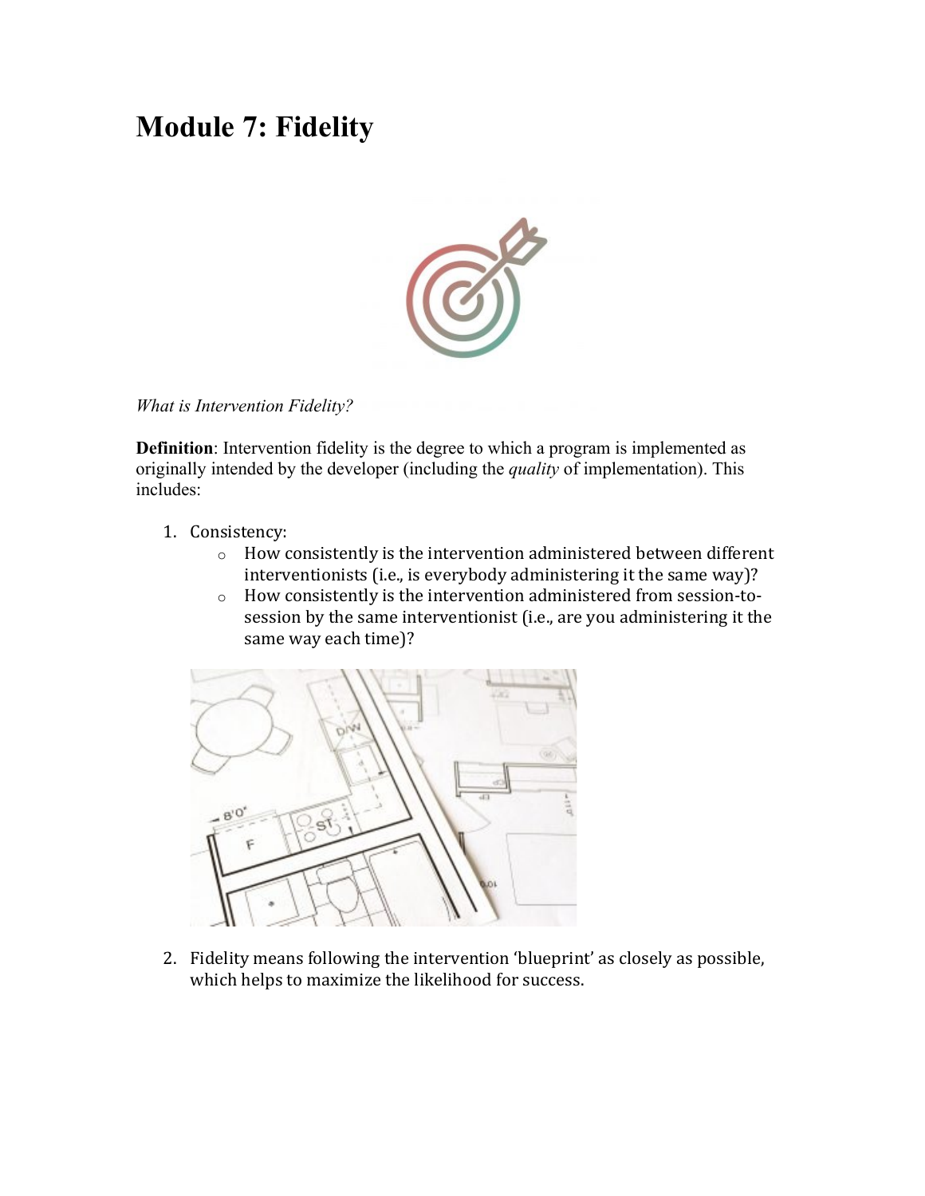# Module 7: Fidelity

*What is Intervention Fidelity?*

**Definition**: Intervention fidelity is the degree to which a program is implemented as originally intended by the developer (including the *quality* of implementation). This includes:

1. Consistency:
   - How consistently is the intervention administered between different interventionists (i.e., is everybody administering it the same way)?
   - How consistently is the intervention administered from session-to-session by the same interventionist (i.e., are you administering it the same way each time)?

2. Fidelity means following the intervention 'blueprint' as closely as possible, which helps to maximize the likelihood for success.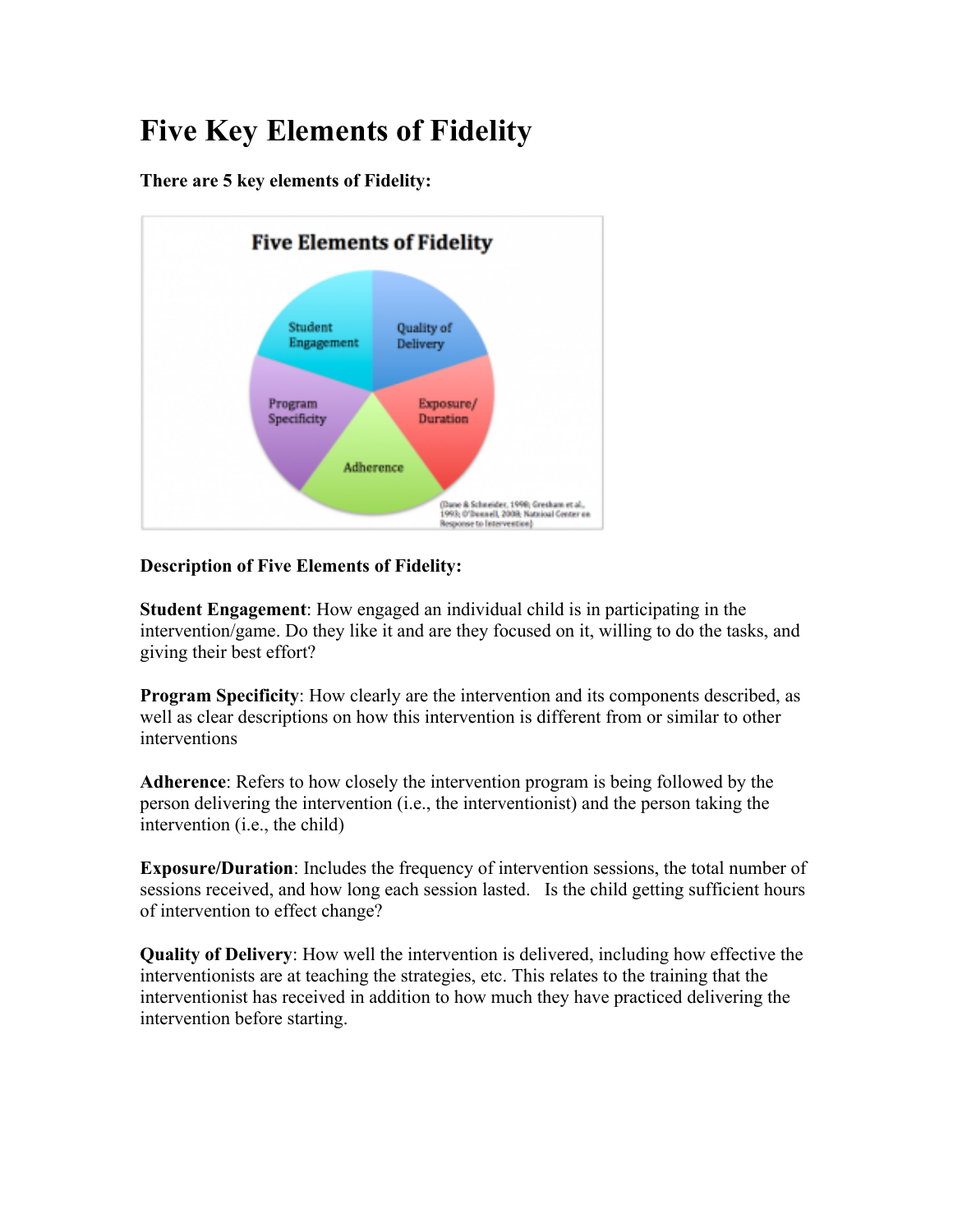# Five Key Elements of Fidelity

**There are 5 key elements of Fidelity:**

**Description of Five Elements of Fidelity:**

**Student Engagement**: How engaged an individual child is in participating in the intervention/game. Do they like it and are they focused on it, willing to do the tasks, and giving their best effort?

**Program Specificity**: How clearly are the intervention and its components described, as well as clear descriptions on how this intervention is different from or similar to other interventions

**Adherence**: Refers to how closely the intervention program is being followed by the person delivering the intervention (i.e., the interventionist) and the person taking the intervention (i.e., the child)

**Exposure/Duration**: Includes the frequency of intervention sessions, the total number of sessions received, and how long each session lasted. Is the child getting sufficient hours of intervention to effect change?

**Quality of Delivery**: How well the intervention is delivered, including how effective the interventionists are at teaching the strategies, etc. This relates to the training that the interventionist has received in addition to how much they have practiced delivering the intervention before starting.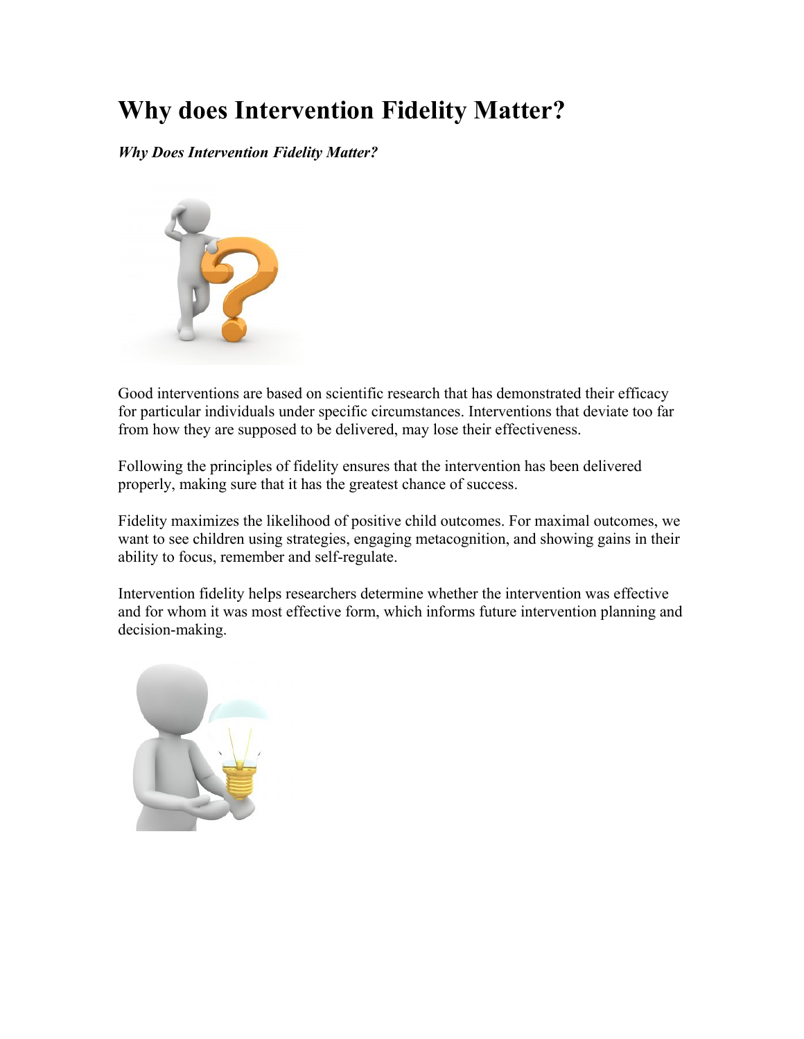# Why does Intervention Fidelity Matter?

***Why Does Intervention Fidelity Matter?***

Good interventions are based on scientific research that has demonstrated their efficacy for particular individuals under specific circumstances. Interventions that deviate too far from how they are supposed to be delivered, may lose their effectiveness.

Following the principles of fidelity ensures that the intervention has been delivered properly, making sure that it has the greatest chance of success.

Fidelity maximizes the likelihood of positive child outcomes. For maximal outcomes, we want to see children using strategies, engaging metacognition, and showing gains in their ability to focus, remember and self-regulate.

Intervention fidelity helps researchers determine whether the intervention was effective and for whom it was most effective form, which informs future intervention planning and decision-making.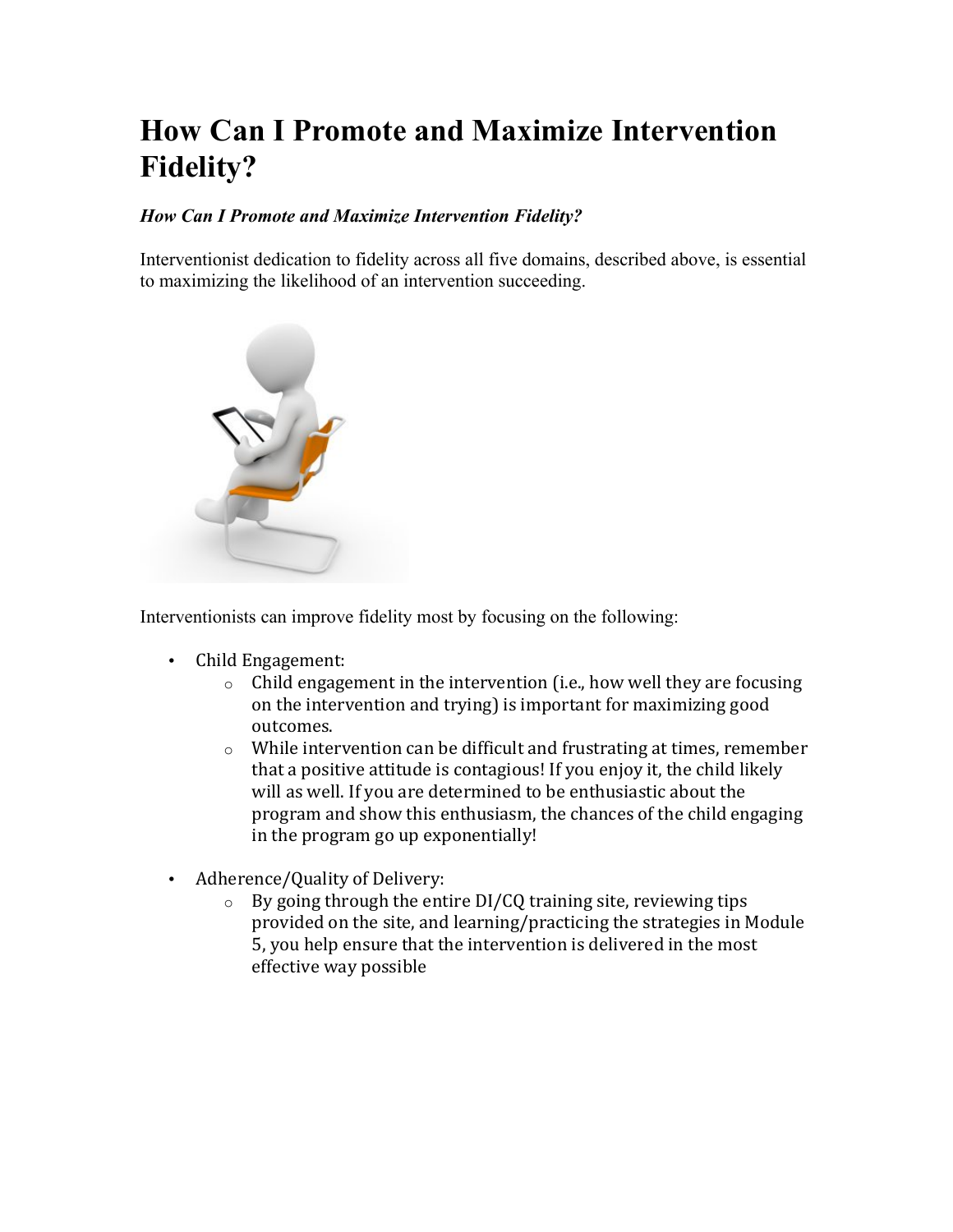# How Can I Promote and Maximize Intervention Fidelity?

***How Can I Promote and Maximize Intervention Fidelity?***

Interventionist dedication to fidelity across all five domains, described above, is essential to maximizing the likelihood of an intervention succeeding.

Interventionists can improve fidelity most by focusing on the following:

- Child Engagement:
  - Child engagement in the intervention (i.e., how well they are focusing on the intervention and trying) is important for maximizing good outcomes.
  - While intervention can be difficult and frustrating at times, remember that a positive attitude is contagious! If you enjoy it, the child likely will as well. If you are determined to be enthusiastic about the program and show this enthusiasm, the chances of the child engaging in the program go up exponentially!

- Adherence/Quality of Delivery:
  - By going through the entire DI/CQ training site, reviewing tips provided on the site, and learning/practicing the strategies in Module 5, you help ensure that the intervention is delivered in the most effective way possible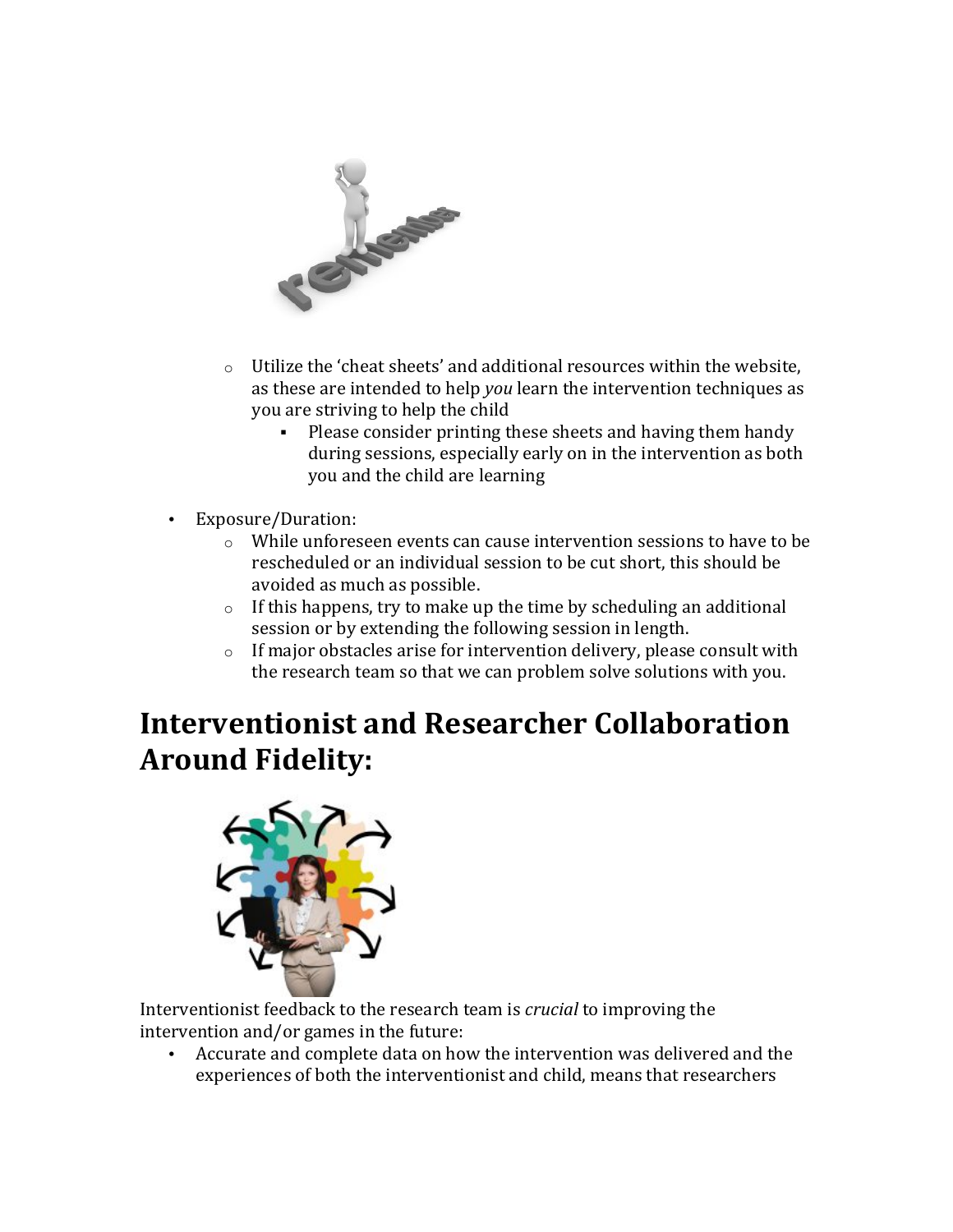- Utilize the 'cheat sheets' and additional resources within the website, as these are intended to help *you* learn the intervention techniques as you are striving to help the child
  - Please consider printing these sheets and having them handy during sessions, especially early on in the intervention as both you and the child are learning

- Exposure/Duration:
  - While unforeseen events can cause intervention sessions to have to be rescheduled or an individual session to be cut short, this should be avoided as much as possible.
  - If this happens, try to make up the time by scheduling an additional session or by extending the following session in length.
  - If major obstacles arise for intervention delivery, please consult with the research team so that we can problem solve solutions with you.

# Interventionist and Researcher Collaboration Around Fidelity:

Interventionist feedback to the research team is *crucial* to improving the intervention and/or games in the future:

- Accurate and complete data on how the intervention was delivered and the experiences of both the interventionist and child, means that researchers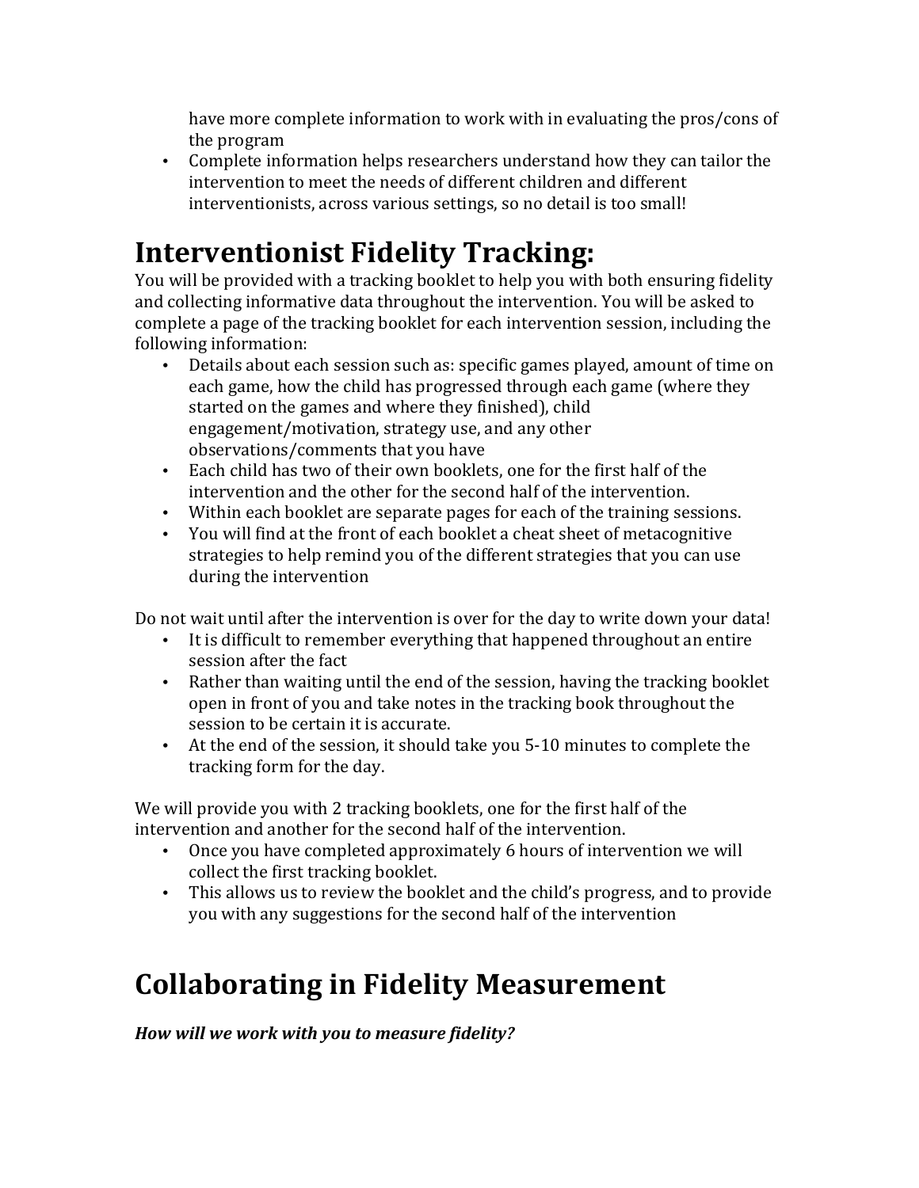have more complete information to work with in evaluating the pros/cons of the program
- Complete information helps researchers understand how they can tailor the intervention to meet the needs of different children and different interventionists, across various settings, so no detail is too small!

# Interventionist Fidelity Tracking:

You will be provided with a tracking booklet to help you with both ensuring fidelity and collecting informative data throughout the intervention. You will be asked to complete a page of the tracking booklet for each intervention session, including the following information:

- Details about each session such as: specific games played, amount of time on each game, how the child has progressed through each game (where they started on the games and where they finished), child engagement/motivation, strategy use, and any other observations/comments that you have
- Each child has two of their own booklets, one for the first half of the intervention and the other for the second half of the intervention.
- Within each booklet are separate pages for each of the training sessions.
- You will find at the front of each booklet a cheat sheet of metacognitive strategies to help remind you of the different strategies that you can use during the intervention

Do not wait until after the intervention is over for the day to write down your data!

- It is difficult to remember everything that happened throughout an entire session after the fact
- Rather than waiting until the end of the session, having the tracking booklet open in front of you and take notes in the tracking book throughout the session to be certain it is accurate.
- At the end of the session, it should take you 5-10 minutes to complete the tracking form for the day.

We will provide you with 2 tracking booklets, one for the first half of the intervention and another for the second half of the intervention.

- Once you have completed approximately 6 hours of intervention we will collect the first tracking booklet.
- This allows us to review the booklet and the child's progress, and to provide you with any suggestions for the second half of the intervention

# Collaborating in Fidelity Measurement

***How will we work with you to measure fidelity?***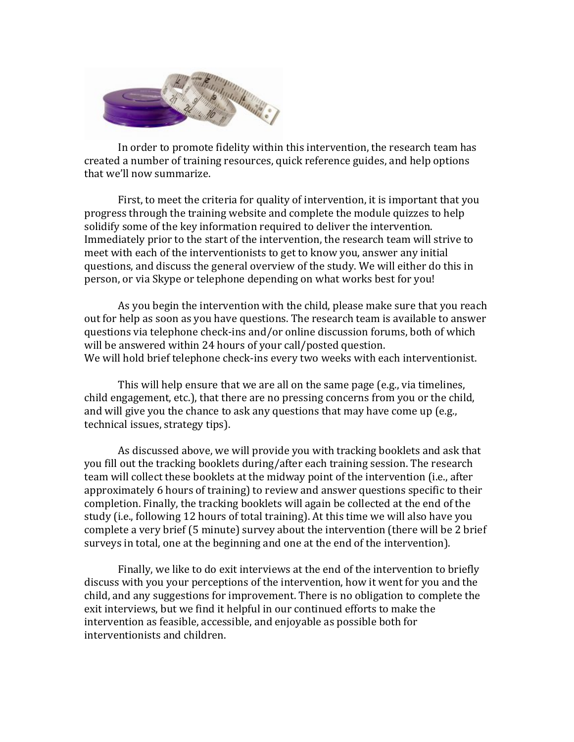In order to promote fidelity within this intervention, the research team has created a number of training resources, quick reference guides, and help options that we'll now summarize.

First, to meet the criteria for quality of intervention, it is important that you progress through the training website and complete the module quizzes to help solidify some of the key information required to deliver the intervention. Immediately prior to the start of the intervention, the research team will strive to meet with each of the interventionists to get to know you, answer any initial questions, and discuss the general overview of the study. We will either do this in person, or via Skype or telephone depending on what works best for you!

As you begin the intervention with the child, please make sure that you reach out for help as soon as you have questions. The research team is available to answer questions via telephone check-ins and/or online discussion forums, both of which will be answered within 24 hours of your call/posted question.
We will hold brief telephone check-ins every two weeks with each interventionist.

This will help ensure that we are all on the same page (e.g., via timelines, child engagement, etc.), that there are no pressing concerns from you or the child, and will give you the chance to ask any questions that may have come up (e.g., technical issues, strategy tips).

As discussed above, we will provide you with tracking booklets and ask that you fill out the tracking booklets during/after each training session. The research team will collect these booklets at the midway point of the intervention (i.e., after approximately 6 hours of training) to review and answer questions specific to their completion. Finally, the tracking booklets will again be collected at the end of the study (i.e., following 12 hours of total training). At this time we will also have you complete a very brief (5 minute) survey about the intervention (there will be 2 brief surveys in total, one at the beginning and one at the end of the intervention).

Finally, we like to do exit interviews at the end of the intervention to briefly discuss with you your perceptions of the intervention, how it went for you and the child, and any suggestions for improvement. There is no obligation to complete the exit interviews, but we find it helpful in our continued efforts to make the intervention as feasible, accessible, and enjoyable as possible both for interventionists and children.